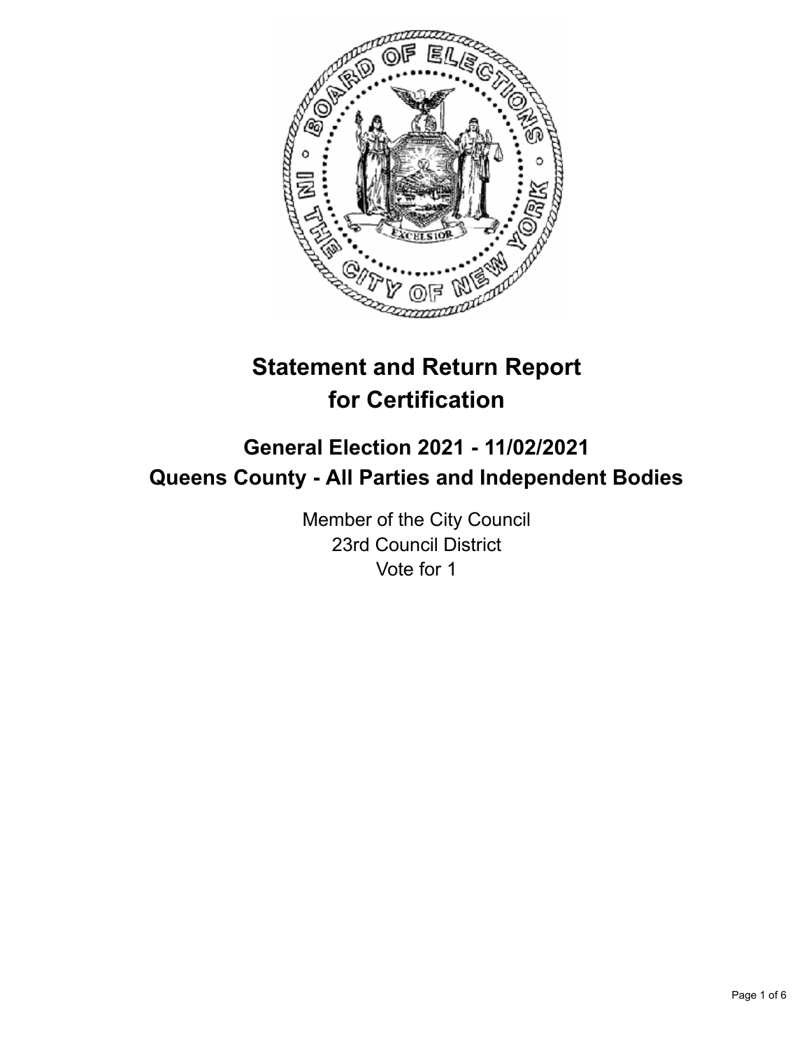# Statement and Return Report for Certification

## General Election 2021 - 11/02/2021
## Queens County - All Parties and Independent Bodies

Member of the City Council
23rd Council District
Vote for 1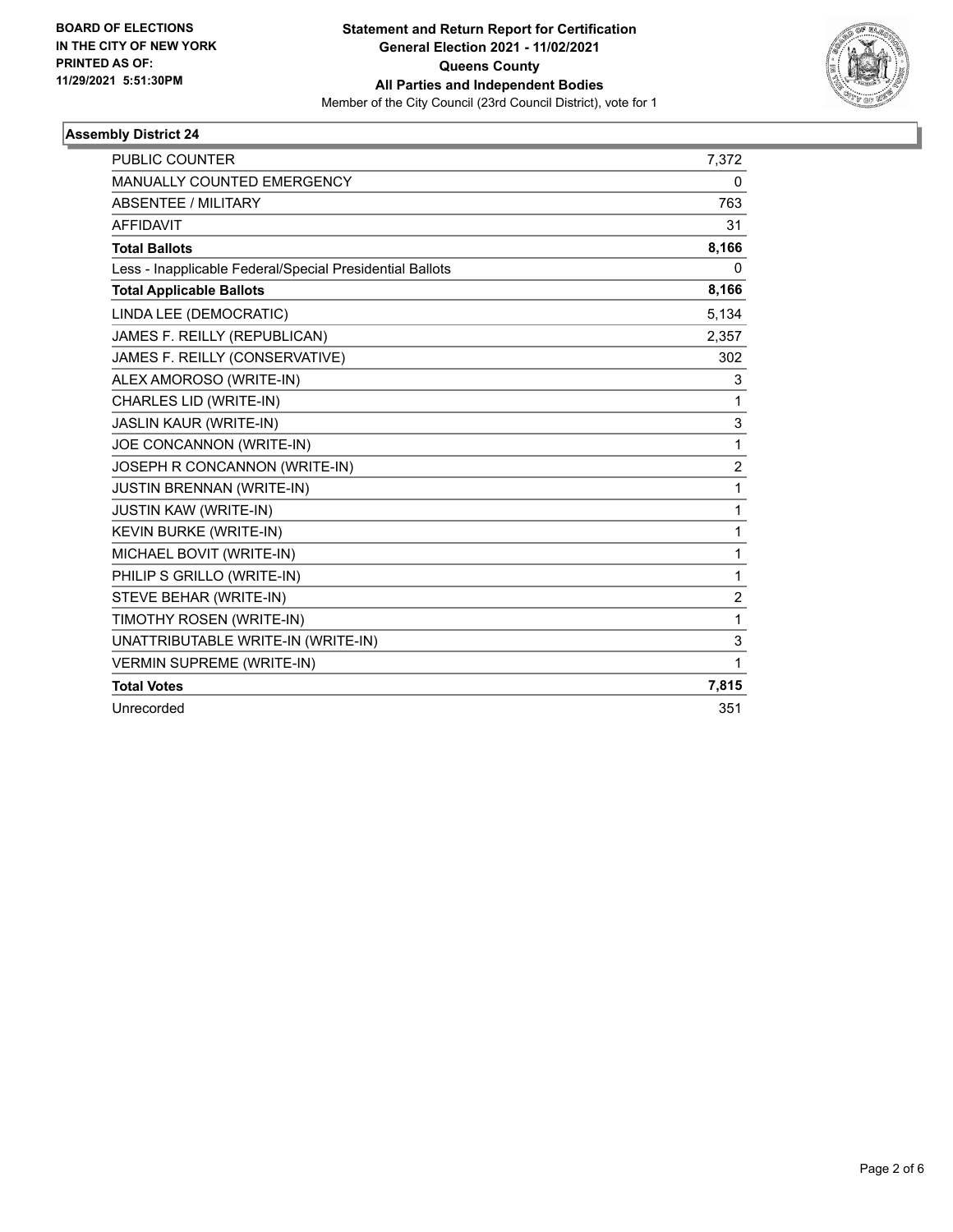**BOARD OF ELECTIONS IN THE CITY OF NEW YORK PRINTED AS OF: 11/29/2021 5:51:30PM**

**Statement and Return Report for Certification General Election 2021 - 11/02/2021 Queens County All Parties and Independent Bodies**

Member of the City Council (23rd Council District), vote for 1

### Assembly District 24

| | |
|---|---|
| PUBLIC COUNTER | 7,372 |
| MANUALLY COUNTED EMERGENCY | 0 |
| ABSENTEE / MILITARY | 763 |
| AFFIDAVIT | 31 |
| **Total Ballots** | **8,166** |
| Less - Inapplicable Federal/Special Presidential Ballots | 0 |
| **Total Applicable Ballots** | **8,166** |
| LINDA LEE (DEMOCRATIC) | 5,134 |
| JAMES F. REILLY (REPUBLICAN) | 2,357 |
| JAMES F. REILLY (CONSERVATIVE) | 302 |
| ALEX AMOROSO (WRITE-IN) | 3 |
| CHARLES LID (WRITE-IN) | 1 |
| JASLIN KAUR (WRITE-IN) | 3 |
| JOE CONCANNON (WRITE-IN) | 1 |
| JOSEPH R CONCANNON (WRITE-IN) | 2 |
| JUSTIN BRENNAN (WRITE-IN) | 1 |
| JUSTIN KAW (WRITE-IN) | 1 |
| KEVIN BURKE (WRITE-IN) | 1 |
| MICHAEL BOVIT (WRITE-IN) | 1 |
| PHILIP S GRILLO (WRITE-IN) | 1 |
| STEVE BEHAR (WRITE-IN) | 2 |
| TIMOTHY ROSEN (WRITE-IN) | 1 |
| UNATTRIBUTABLE WRITE-IN (WRITE-IN) | 3 |
| VERMIN SUPREME (WRITE-IN) | 1 |
| **Total Votes** | **7,815** |
| Unrecorded | 351 |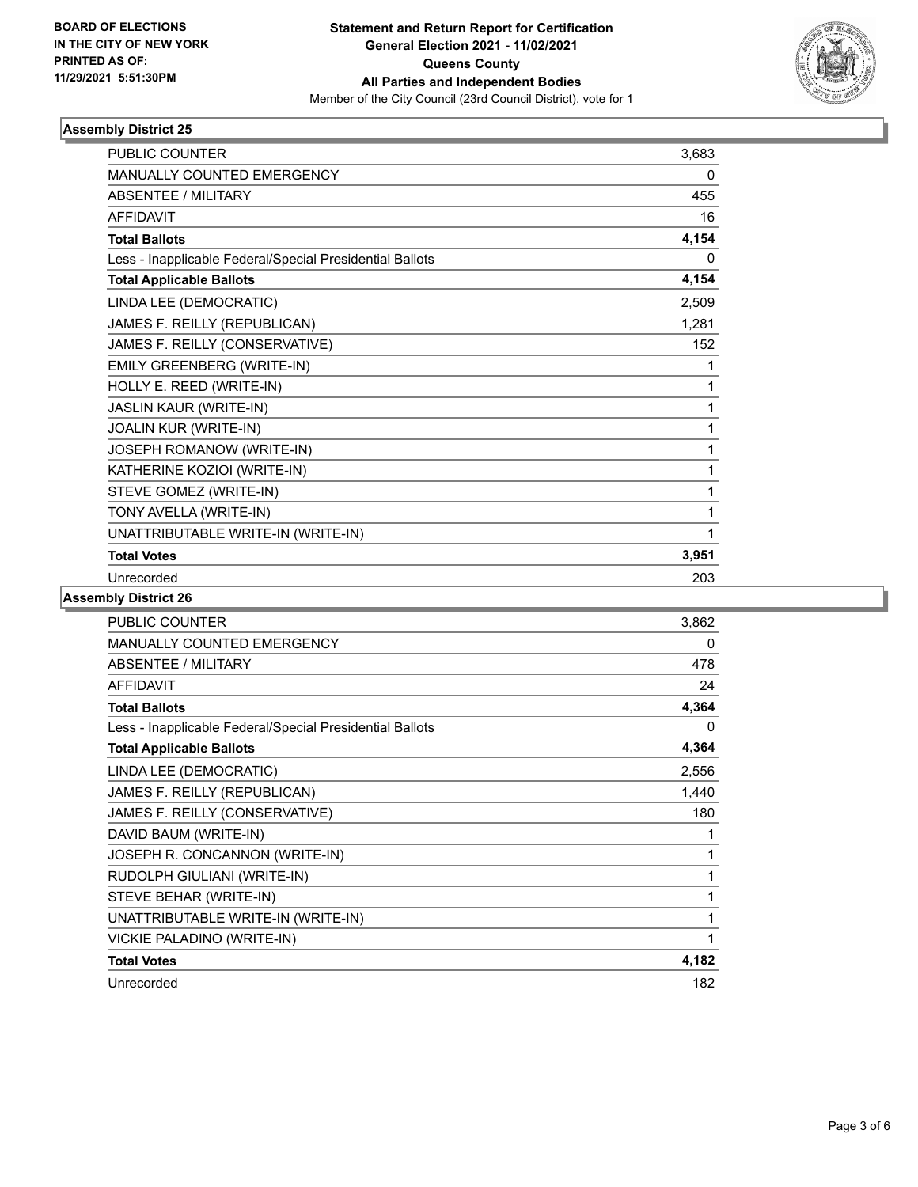BOARD OF ELECTIONS
IN THE CITY OF NEW YORK
PRINTED AS OF:
11/29/2021 5:51:30PM

**Statement and Return Report for Certification**
**General Election 2021 - 11/02/2021**
**Queens County**
**All Parties and Independent Bodies**
Member of the City Council (23rd Council District), vote for 1

### Assembly District 25

| | |
|---|---|
| PUBLIC COUNTER | 3,683 |
| MANUALLY COUNTED EMERGENCY | 0 |
| ABSENTEE / MILITARY | 455 |
| AFFIDAVIT | 16 |
| **Total Ballots** | **4,154** |
| Less - Inapplicable Federal/Special Presidential Ballots | 0 |
| **Total Applicable Ballots** | **4,154** |
| LINDA LEE (DEMOCRATIC) | 2,509 |
| JAMES F. REILLY (REPUBLICAN) | 1,281 |
| JAMES F. REILLY (CONSERVATIVE) | 152 |
| EMILY GREENBERG (WRITE-IN) | 1 |
| HOLLY E. REED (WRITE-IN) | 1 |
| JASLIN KAUR (WRITE-IN) | 1 |
| JOALIN KUR (WRITE-IN) | 1 |
| JOSEPH ROMANOW (WRITE-IN) | 1 |
| KATHERINE KOZIOI (WRITE-IN) | 1 |
| STEVE GOMEZ (WRITE-IN) | 1 |
| TONY AVELLA (WRITE-IN) | 1 |
| UNATTRIBUTABLE WRITE-IN (WRITE-IN) | 1 |
| **Total Votes** | **3,951** |
| Unrecorded | 203 |

### Assembly District 26

| | |
|---|---|
| PUBLIC COUNTER | 3,862 |
| MANUALLY COUNTED EMERGENCY | 0 |
| ABSENTEE / MILITARY | 478 |
| AFFIDAVIT | 24 |
| **Total Ballots** | **4,364** |
| Less - Inapplicable Federal/Special Presidential Ballots | 0 |
| **Total Applicable Ballots** | **4,364** |
| LINDA LEE (DEMOCRATIC) | 2,556 |
| JAMES F. REILLY (REPUBLICAN) | 1,440 |
| JAMES F. REILLY (CONSERVATIVE) | 180 |
| DAVID BAUM (WRITE-IN) | 1 |
| JOSEPH R. CONCANNON (WRITE-IN) | 1 |
| RUDOLPH GIULIANI (WRITE-IN) | 1 |
| STEVE BEHAR (WRITE-IN) | 1 |
| UNATTRIBUTABLE WRITE-IN (WRITE-IN) | 1 |
| VICKIE PALADINO (WRITE-IN) | 1 |
| **Total Votes** | **4,182** |
| Unrecorded | 182 |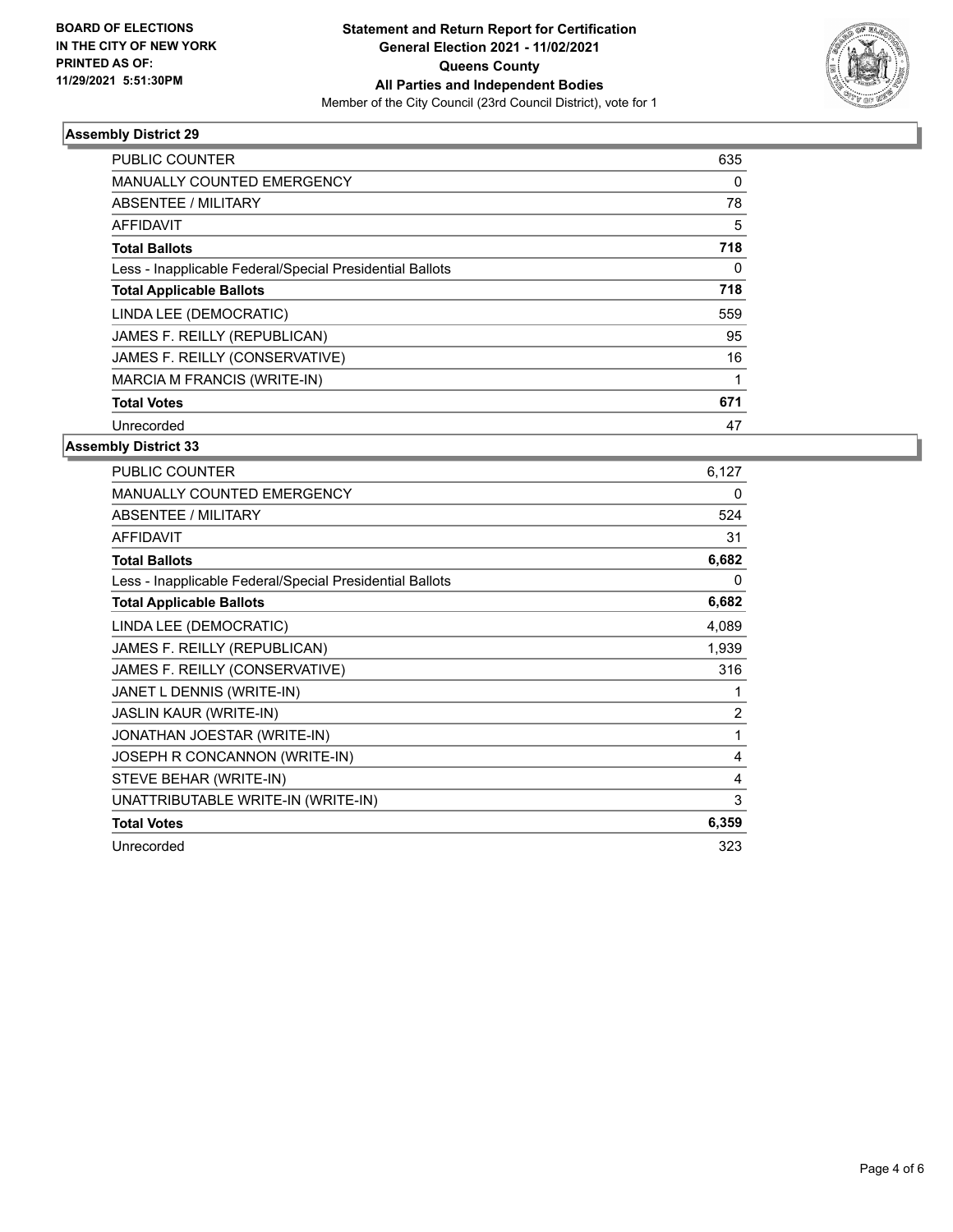**BOARD OF ELECTIONS IN THE CITY OF NEW YORK PRINTED AS OF: 11/29/2021 5:51:30PM**

# Statement and Return Report for Certification
## General Election 2021 - 11/02/2021
## Queens County
## All Parties and Independent Bodies

Member of the City Council (23rd Council District), vote for 1

### Assembly District 29

| | |
|---|---|
| PUBLIC COUNTER | 635 |
| MANUALLY COUNTED EMERGENCY | 0 |
| ABSENTEE / MILITARY | 78 |
| AFFIDAVIT | 5 |
| **Total Ballots** | **718** |
| Less - Inapplicable Federal/Special Presidential Ballots | 0 |
| **Total Applicable Ballots** | **718** |
| LINDA LEE (DEMOCRATIC) | 559 |
| JAMES F. REILLY (REPUBLICAN) | 95 |
| JAMES F. REILLY (CONSERVATIVE) | 16 |
| MARCIA M FRANCIS (WRITE-IN) | 1 |
| **Total Votes** | **671** |
| Unrecorded | 47 |

### Assembly District 33

| | |
|---|---|
| PUBLIC COUNTER | 6,127 |
| MANUALLY COUNTED EMERGENCY | 0 |
| ABSENTEE / MILITARY | 524 |
| AFFIDAVIT | 31 |
| **Total Ballots** | **6,682** |
| Less - Inapplicable Federal/Special Presidential Ballots | 0 |
| **Total Applicable Ballots** | **6,682** |
| LINDA LEE (DEMOCRATIC) | 4,089 |
| JAMES F. REILLY (REPUBLICAN) | 1,939 |
| JAMES F. REILLY (CONSERVATIVE) | 316 |
| JANET L DENNIS (WRITE-IN) | 1 |
| JASLIN KAUR (WRITE-IN) | 2 |
| JONATHAN JOESTAR (WRITE-IN) | 1 |
| JOSEPH R CONCANNON (WRITE-IN) | 4 |
| STEVE BEHAR (WRITE-IN) | 4 |
| UNATTRIBUTABLE WRITE-IN (WRITE-IN) | 3 |
| **Total Votes** | **6,359** |
| Unrecorded | 323 |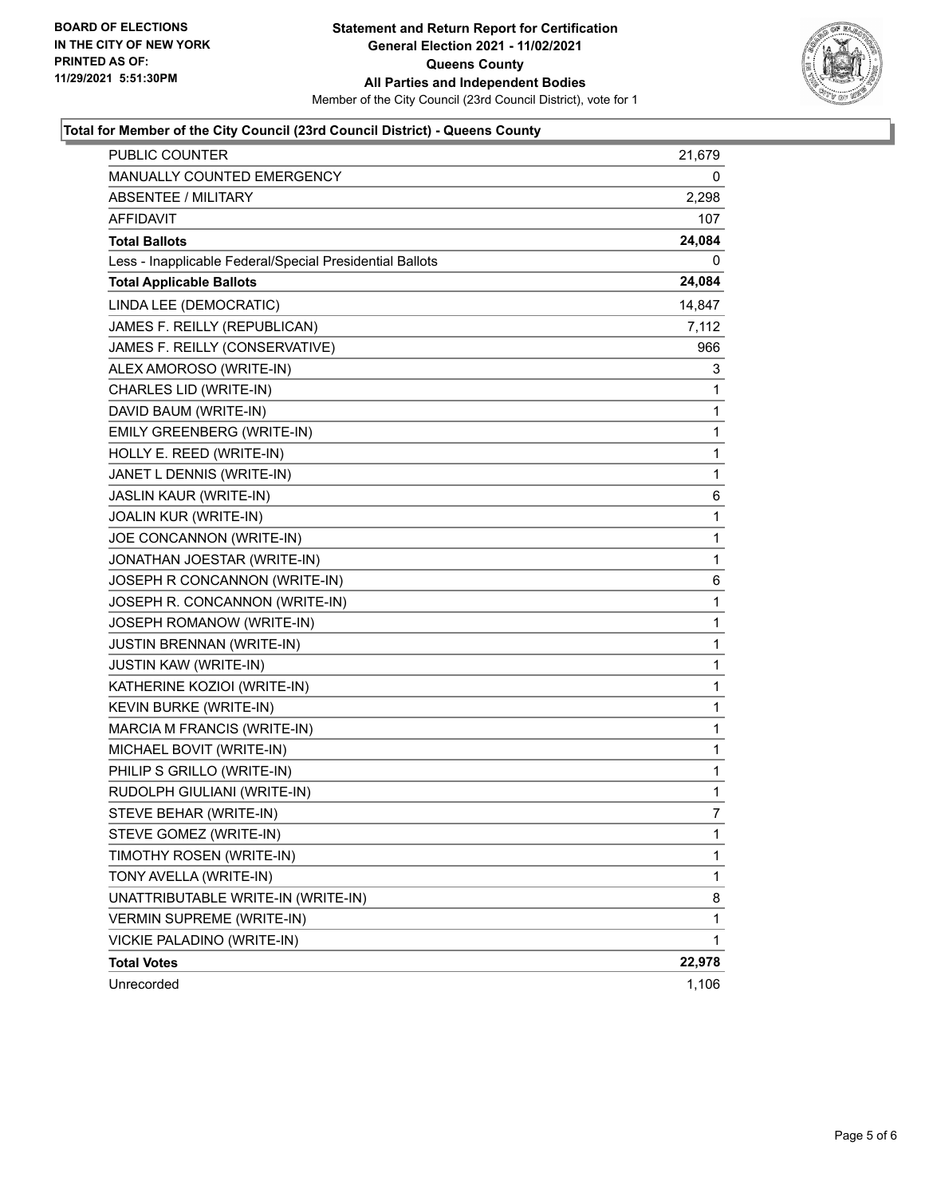**BOARD OF ELECTIONS IN THE CITY OF NEW YORK PRINTED AS OF: 11/29/2021 5:51:30PM**

**Statement and Return Report for Certification General Election 2021 - 11/02/2021 Queens County All Parties and Independent Bodies**

Member of the City Council (23rd Council District), vote for 1

### Total for Member of the City Council (23rd Council District) - Queens County

| | |
|---|---|
| PUBLIC COUNTER | 21,679 |
| MANUALLY COUNTED EMERGENCY | 0 |
| ABSENTEE / MILITARY | 2,298 |
| AFFIDAVIT | 107 |
| **Total Ballots** | **24,084** |
| Less - Inapplicable Federal/Special Presidential Ballots | 0 |
| **Total Applicable Ballots** | **24,084** |
| LINDA LEE (DEMOCRATIC) | 14,847 |
| JAMES F. REILLY (REPUBLICAN) | 7,112 |
| JAMES F. REILLY (CONSERVATIVE) | 966 |
| ALEX AMOROSO (WRITE-IN) | 3 |
| CHARLES LID (WRITE-IN) | 1 |
| DAVID BAUM (WRITE-IN) | 1 |
| EMILY GREENBERG (WRITE-IN) | 1 |
| HOLLY E. REED (WRITE-IN) | 1 |
| JANET L DENNIS (WRITE-IN) | 1 |
| JASLIN KAUR (WRITE-IN) | 6 |
| JOALIN KUR (WRITE-IN) | 1 |
| JOE CONCANNON (WRITE-IN) | 1 |
| JONATHAN JOESTAR (WRITE-IN) | 1 |
| JOSEPH R CONCANNON (WRITE-IN) | 6 |
| JOSEPH R. CONCANNON (WRITE-IN) | 1 |
| JOSEPH ROMANOW (WRITE-IN) | 1 |
| JUSTIN BRENNAN (WRITE-IN) | 1 |
| JUSTIN KAW (WRITE-IN) | 1 |
| KATHERINE KOZIOI (WRITE-IN) | 1 |
| KEVIN BURKE (WRITE-IN) | 1 |
| MARCIA M FRANCIS (WRITE-IN) | 1 |
| MICHAEL BOVIT (WRITE-IN) | 1 |
| PHILIP S GRILLO (WRITE-IN) | 1 |
| RUDOLPH GIULIANI (WRITE-IN) | 1 |
| STEVE BEHAR (WRITE-IN) | 7 |
| STEVE GOMEZ (WRITE-IN) | 1 |
| TIMOTHY ROSEN (WRITE-IN) | 1 |
| TONY AVELLA (WRITE-IN) | 1 |
| UNATTRIBUTABLE WRITE-IN (WRITE-IN) | 8 |
| VERMIN SUPREME (WRITE-IN) | 1 |
| VICKIE PALADINO (WRITE-IN) | 1 |
| **Total Votes** | **22,978** |
| Unrecorded | 1,106 |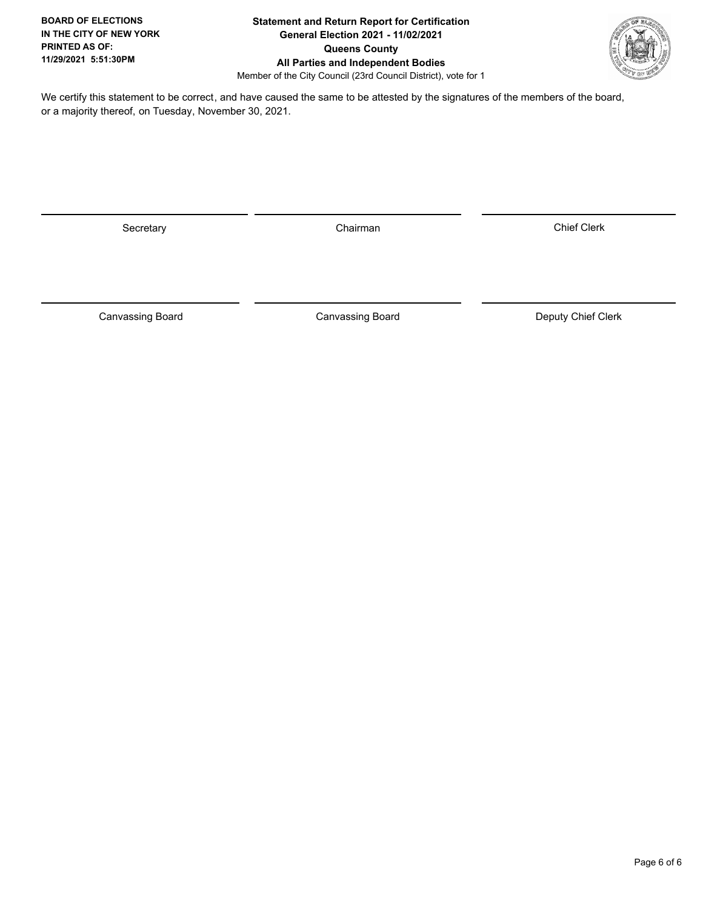**BOARD OF ELECTIONS IN THE CITY OF NEW YORK PRINTED AS OF: 11/29/2021 5:51:30PM**

**Statement and Return Report for Certification**
**General Election 2021 - 11/02/2021**
**Queens County**
**All Parties and Independent Bodies**
Member of the City Council (23rd Council District), vote for 1

We certify this statement to be correct, and have caused the same to be attested by the signatures of the members of the board, or a majority thereof, on Tuesday, November 30, 2021.

| | | |
|---|---|---|
| Secretary | Chairman | Chief Clerk |
| Canvassing Board | Canvassing Board | Deputy Chief Clerk |